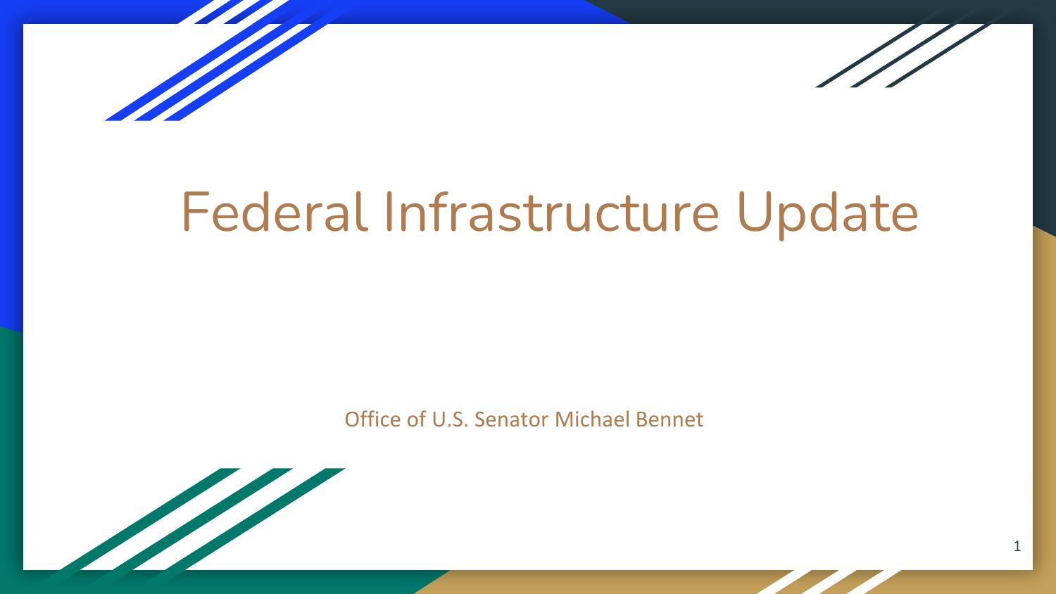# Federal Infrastructure Update

Office of U.S. Senator Michael Bennet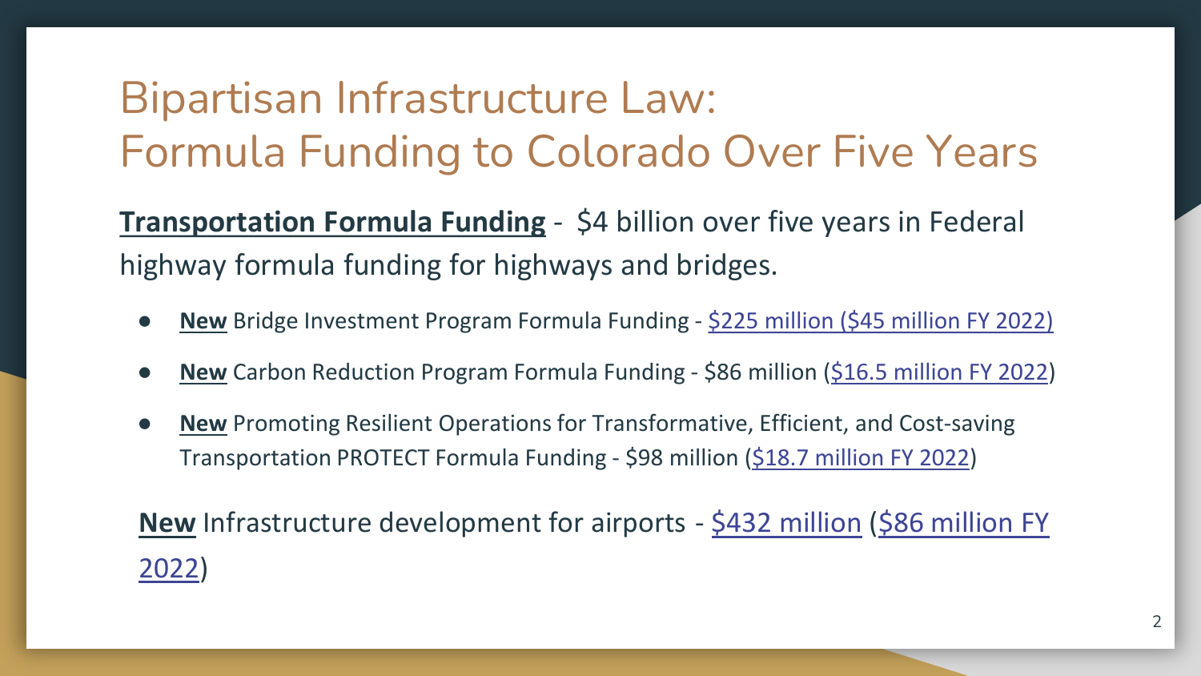# Bipartisan Infrastructure Law: Formula Funding to Colorado Over Five Years

**Transportation Formula Funding** - $4 billion over five years in Federal highway formula funding for highways and bridges.

- **New** Bridge Investment Program Formula Funding - $225 million ($45 million FY 2022)
- **New** Carbon Reduction Program Formula Funding - $86 million ($16.5 million FY 2022)
- **New** Promoting Resilient Operations for Transformative, Efficient, and Cost-saving Transportation PROTECT Formula Funding - $98 million ($18.7 million FY 2022)

**New** Infrastructure development for airports - $432 million ($86 million FY 2022)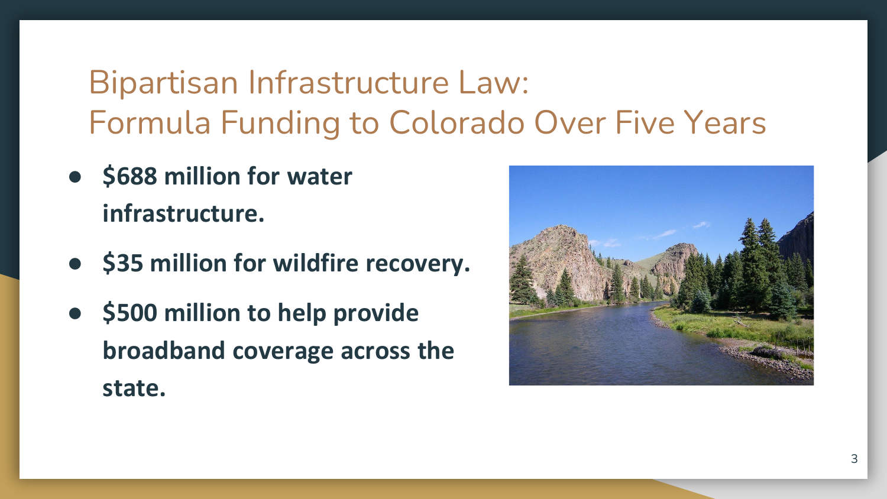# Bipartisan Infrastructure Law: Formula Funding to Colorado Over Five Years

- **$688 million for water infrastructure.**
- **$35 million for wildfire recovery.**
- **$500 million to help provide broadband coverage across the state.**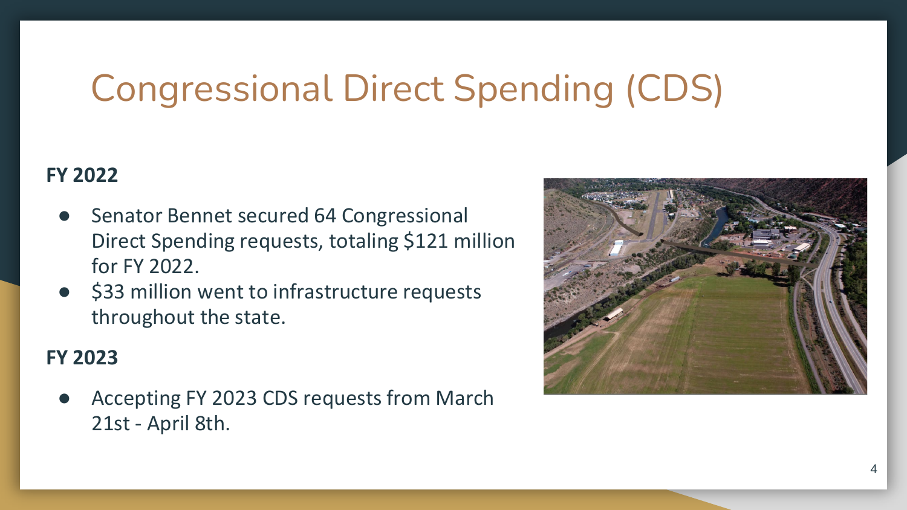# Congressional Direct Spending (CDS)

**FY 2022**

- Senator Bennet secured 64 Congressional Direct Spending requests, totaling $121 million for FY 2022.
- $33 million went to infrastructure requests throughout the state.

**FY 2023**

- Accepting FY 2023 CDS requests from March 21st - April 8th.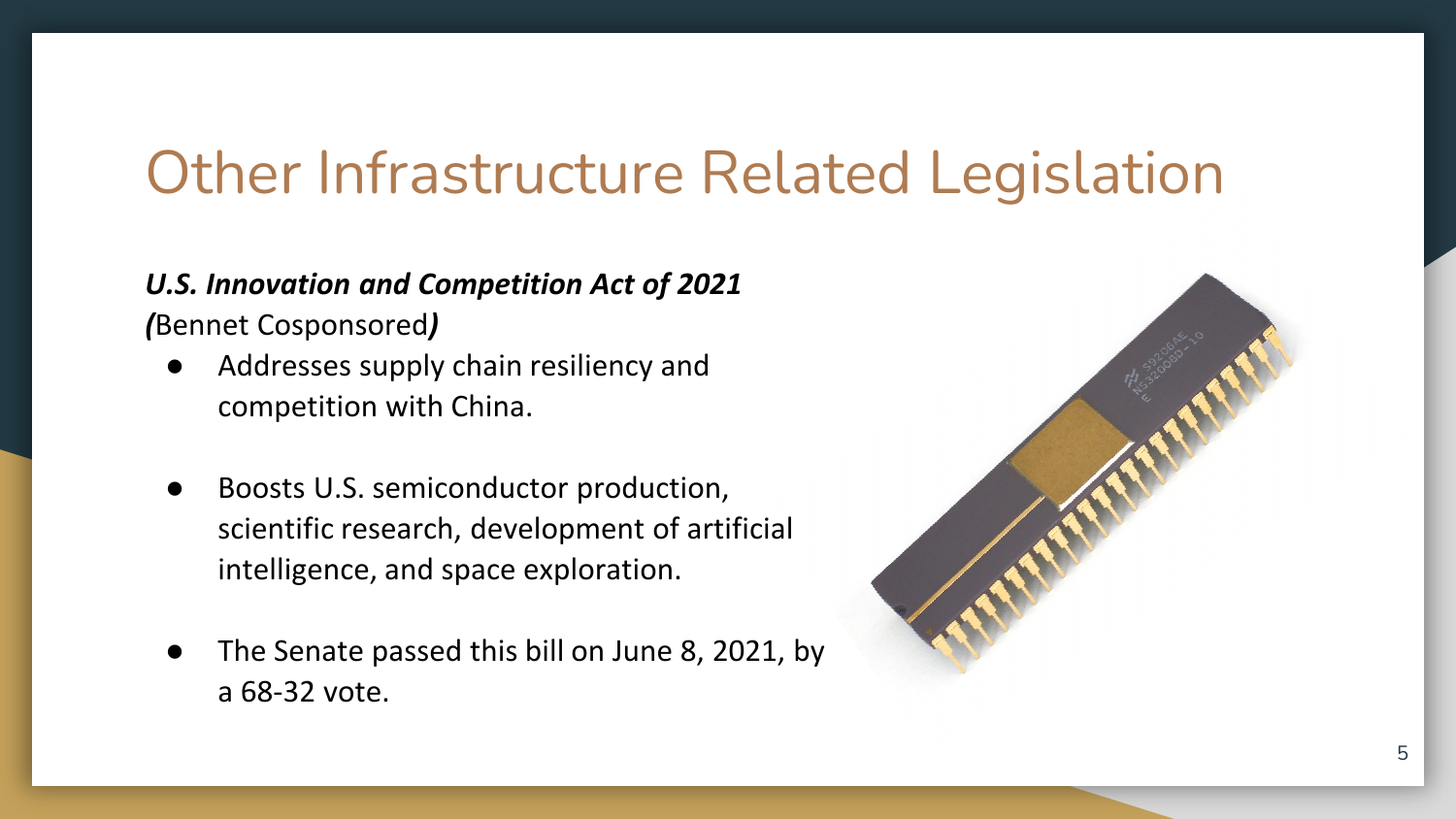# Other Infrastructure Related Legislation

***U.S. Innovation and Competition Act of 2021***
***(***Bennet Cosponsored***)***

- Addresses supply chain resiliency and competition with China.
- Boosts U.S. semiconductor production, scientific research, development of artificial intelligence, and space exploration.
- The Senate passed this bill on June 8, 2021, by a 68-32 vote.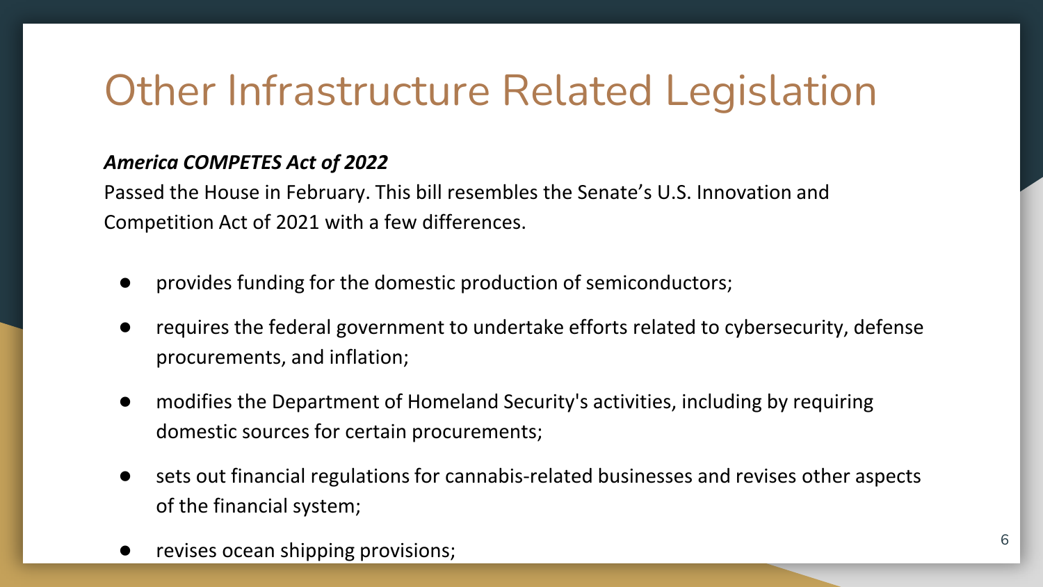# Other Infrastructure Related Legislation

***America COMPETES Act of 2022***

Passed the House in February. This bill resembles the Senate's U.S. Innovation and Competition Act of 2021 with a few differences.

- provides funding for the domestic production of semiconductors;
- requires the federal government to undertake efforts related to cybersecurity, defense procurements, and inflation;
- modifies the Department of Homeland Security's activities, including by requiring domestic sources for certain procurements;
- sets out financial regulations for cannabis-related businesses and revises other aspects of the financial system;
- revises ocean shipping provisions;